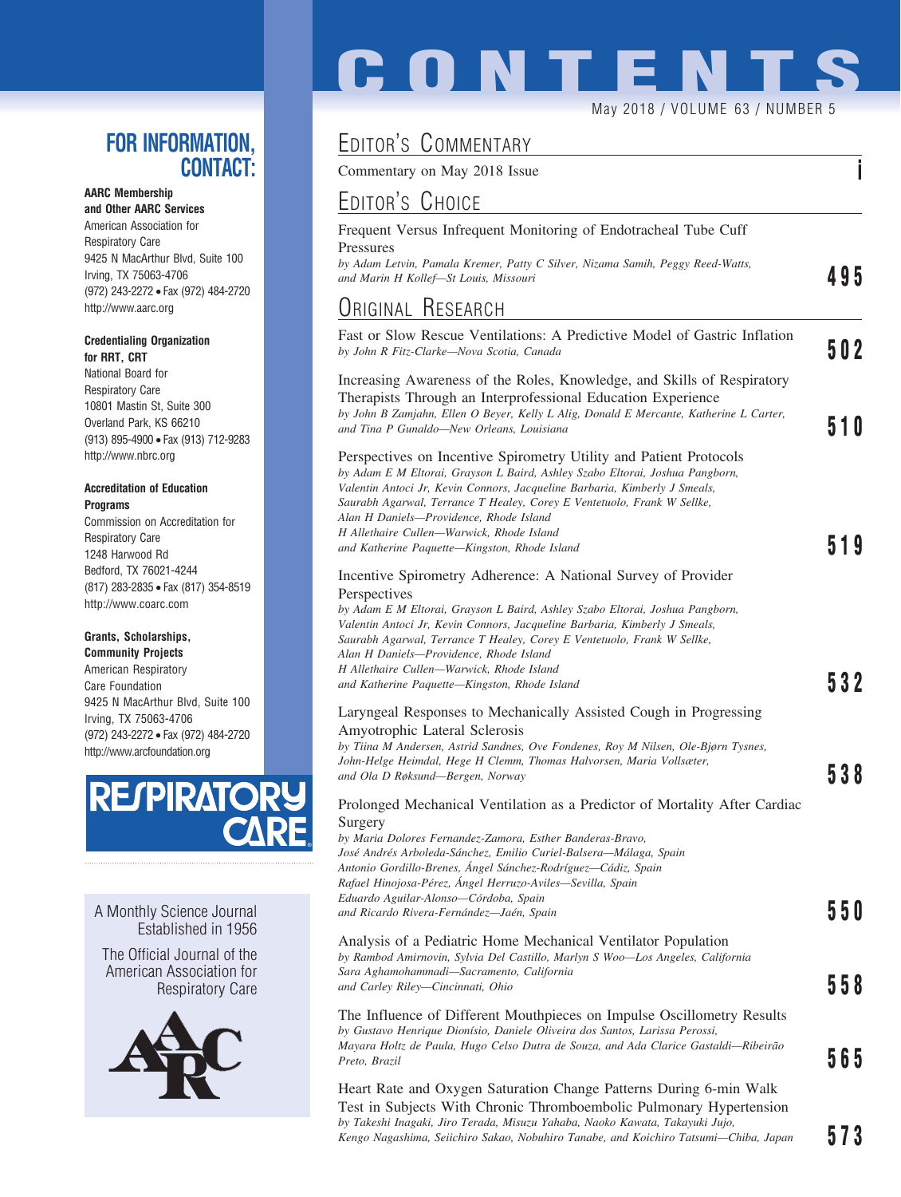# CONTENTS

May 2018 / VOLUME 63 / NUMBER 5

## FOR INFORMATION, CONTACT:

**AARC Membership and Other AARC Services**
American Association for Respiratory Care
9425 N MacArthur Blvd, Suite 100
Irving, TX 75063-4706
(972) 243-2272 • Fax (972) 484-2720
http://www.aarc.org

**Credentialing Organization for RRT, CRT**
National Board for Respiratory Care
10801 Mastin St, Suite 300
Overland Park, KS 66210
(913) 895-4900 • Fax (913) 712-9283
http://www.nbrc.org

**Accreditation of Education Programs**
Commission on Accreditation for Respiratory Care
1248 Harwood Rd
Bedford, TX 76021-4244
(817) 283-2835 • Fax (817) 354-8519
http://www.coarc.com

**Grants, Scholarships, Community Projects**
American Respiratory Care Foundation
9425 N MacArthur Blvd, Suite 100
Irving, TX 75063-4706
(972) 243-2272 • Fax (972) 484-2720
http://www.arcfoundation.org

RESPIRATORY CARE

A Monthly Science Journal Established in 1956

The Official Journal of the American Association for Respiratory Care

AARC

## EDITOR'S COMMENTARY

Commentary on May 2018 Issue — **i**

## EDITOR'S CHOICE

Frequent Versus Infrequent Monitoring of Endotracheal Tube Cuff Pressures
*by Adam Letvin, Pamala Kremer, Patty C Silver, Nizama Samih, Peggy Reed-Watts, and Marin H Kollef—St Louis, Missouri* — **495**

## ORIGINAL RESEARCH

Fast or Slow Rescue Ventilations: A Predictive Model of Gastric Inflation
*by John R Fitz-Clarke—Nova Scotia, Canada* — **502**

Increasing Awareness of the Roles, Knowledge, and Skills of Respiratory Therapists Through an Interprofessional Education Experience
*by John B Zamjahn, Ellen O Beyer, Kelly L Alig, Donald E Mercante, Katherine L Carter, and Tina P Gunaldo—New Orleans, Louisiana* — **510**

Perspectives on Incentive Spirometry Utility and Patient Protocols
*by Adam E M Eltorai, Grayson L Baird, Ashley Szabo Eltorai, Joshua Pangborn, Valentin Antoci Jr, Kevin Connors, Jacqueline Barbaria, Kimberly J Smeals, Saurabh Agarwal, Terrance T Healey, Corey E Ventetuolo, Frank W Sellke, Alan H Daniels—Providence, Rhode Island*
*H Allethaire Cullen—Warwick, Rhode Island*
*and Katherine Paquette—Kingston, Rhode Island* — **519**

Incentive Spirometry Adherence: A National Survey of Provider Perspectives
*by Adam E M Eltorai, Grayson L Baird, Ashley Szabo Eltorai, Joshua Pangborn, Valentin Antoci Jr, Kevin Connors, Jacqueline Barbaria, Kimberly J Smeals, Saurabh Agarwal, Terrance T Healey, Corey E Ventetuolo, Frank W Sellke, Alan H Daniels—Providence, Rhode Island*
*H Allethaire Cullen—Warwick, Rhode Island*
*and Katherine Paquette—Kingston, Rhode Island* — **532**

Laryngeal Responses to Mechanically Assisted Cough in Progressing Amyotrophic Lateral Sclerosis
*by Tiina M Andersen, Astrid Sandnes, Ove Fondenes, Roy M Nilsen, Ole-Bjørn Tysnes, John-Helge Heimdal, Hege H Clemm, Thomas Halvorsen, Maria Vollsæter, and Ola D Røksund—Bergen, Norway* — **538**

Prolonged Mechanical Ventilation as a Predictor of Mortality After Cardiac Surgery
*by Maria Dolores Fernandez-Zamora, Esther Banderas-Bravo, José Andrés Arboleda-Sánchez, Emilio Curiel-Balsera—Málaga, Spain*
*Antonio Gordillo-Brenes, Ángel Sánchez-Rodríguez—Cádiz, Spain*
*Rafael Hinojosa-Pérez, Ángel Herruzo-Aviles—Sevilla, Spain*
*Eduardo Aguilar-Alonso—Córdoba, Spain*
*and Ricardo Rivera-Fernández—Jaén, Spain* — **550**

Analysis of a Pediatric Home Mechanical Ventilator Population
*by Rambod Amirnovin, Sylvia Del Castillo, Marlyn S Woo—Los Angeles, California*
*Sara Aghamohammadi—Sacramento, California*
*and Carley Riley—Cincinnati, Ohio* — **558**

The Influence of Different Mouthpieces on Impulse Oscillometry Results
*by Gustavo Henrique Dionísio, Daniele Oliveira dos Santos, Larissa Perossi, Mayara Holtz de Paula, Hugo Celso Dutra de Souza, and Ada Clarice Gastaldi—Ribeirão Preto, Brazil* — **565**

Heart Rate and Oxygen Saturation Change Patterns During 6-min Walk Test in Subjects With Chronic Thromboembolic Pulmonary Hypertension
*by Takeshi Inagaki, Jiro Terada, Misuzu Yahaba, Naoko Kawata, Takayuki Jujo, Kengo Nagashima, Seiichiro Sakao, Nobuhiro Tanabe, and Koichiro Tatsumi—Chiba, Japan* — **573**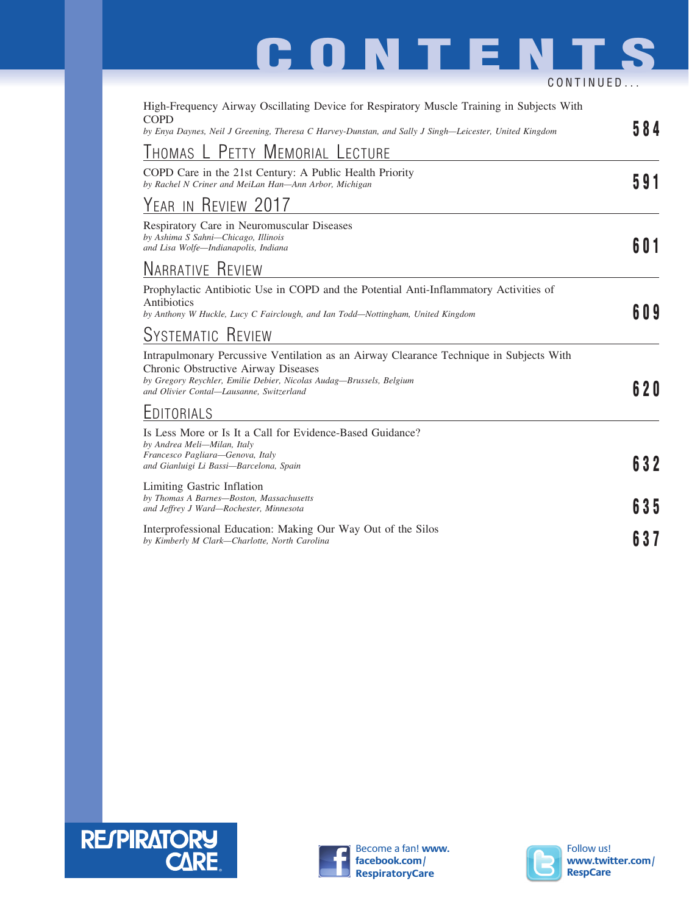# CONTENTS

CONTINUED...

High-Frequency Airway Oscillating Device for Respiratory Muscle Training in Subjects With COPD
*by Enya Daynes, Neil J Greening, Theresa C Harvey-Dunstan, and Sally J Singh—Leicester, United Kingdom* **584**

## Thomas L Petty Memorial Lecture

COPD Care in the 21st Century: A Public Health Priority
*by Rachel N Criner and MeiLan Han—Ann Arbor, Michigan* **591**

## Year in Review 2017

Respiratory Care in Neuromuscular Diseases
*by Ashima S Sahni—Chicago, Illinois*
*and Lisa Wolfe—Indianapolis, Indiana* **601**

## Narrative Review

Prophylactic Antibiotic Use in COPD and the Potential Anti-Inflammatory Activities of Antibiotics
*by Anthony W Huckle, Lucy C Fairclough, and Ian Todd—Nottingham, United Kingdom* **609**

## Systematic Review

Intrapulmonary Percussive Ventilation as an Airway Clearance Technique in Subjects With Chronic Obstructive Airway Diseases
*by Gregory Reychler, Emilie Debier, Nicolas Audag—Brussels, Belgium*
*and Olivier Contal—Lausanne, Switzerland* **620**

## Editorials

Is Less More or Is It a Call for Evidence-Based Guidance?
*by Andrea Meli—Milan, Italy*
*Francesco Pagliara—Genova, Italy*
*and Gianluigi Li Bassi—Barcelona, Spain* **632**

Limiting Gastric Inflation
*by Thomas A Barnes—Boston, Massachusetts*
*and Jeffrey J Ward—Rochester, Minnesota* **635**

Interprofessional Education: Making Our Way Out of the Silos
*by Kimberly M Clark—Charlotte, North Carolina* **637**

RESPIRATORY CARE

Become a fan! **www.facebook.com/RespiratoryCare**

Follow us! **www.twitter.com/RespCare**